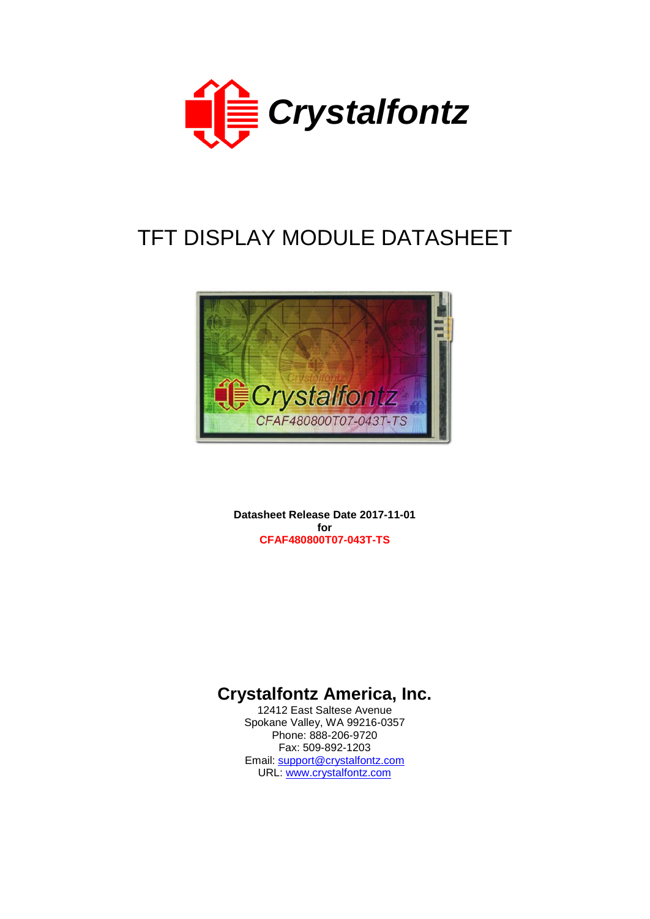# Crystalfontz

## TFT DISPLAY MODULE DATASHEET

**Datasheet Release Date 2017-11-01**
**for**
**CFAF480800T07-043T-TS**

### Crystalfontz America, Inc.

12412 East Saltese Avenue
Spokane Valley, WA 99216-0357
Phone: 888-206-9720
Fax: 509-892-1203
Email: support@crystalfontz.com
URL: www.crystalfontz.com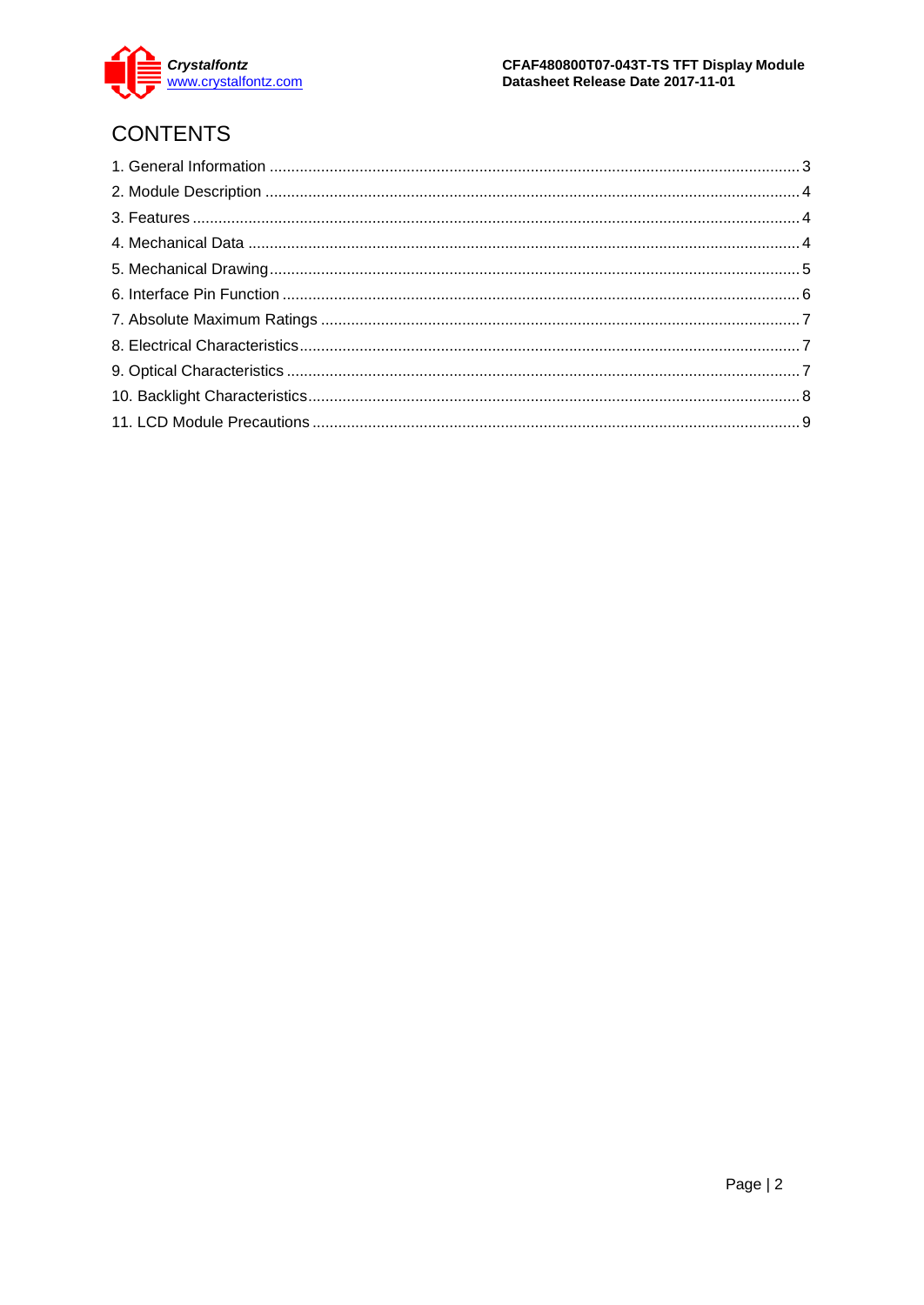# CONTENTS

1. General Information ........................................................................................................................ 3
2. Module Description ......................................................................................................................... 4
3. Features ........................................................................................................................................... 4
4. Mechanical Data .............................................................................................................................. 4
5. Mechanical Drawing ........................................................................................................................ 5
6. Interface Pin Function ..................................................................................................................... 6
7. Absolute Maximum Ratings ............................................................................................................ 7
8. Electrical Characteristics ................................................................................................................ 7
9. Optical Characteristics .................................................................................................................... 7
10. Backlight Characteristics ............................................................................................................... 8
11. LCD Module Precautions .............................................................................................................. 9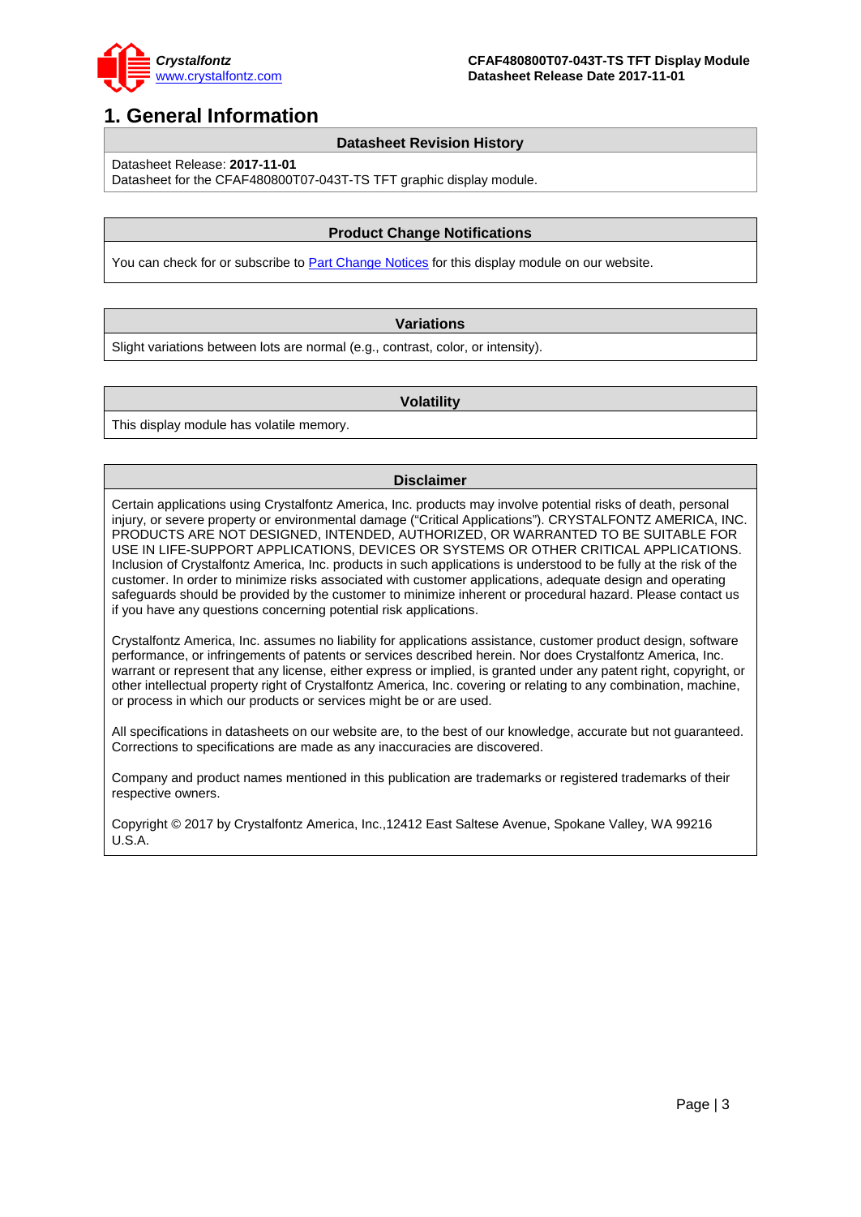# 1. General Information

## Datasheet Revision History

Datasheet Release: **2017-11-01**
Datasheet for the CFAF480800T07-043T-TS TFT graphic display module.

## Product Change Notifications

You can check for or subscribe to Part Change Notices for this display module on our website.

## Variations

Slight variations between lots are normal (e.g., contrast, color, or intensity).

## Volatility

This display module has volatile memory.

## Disclaimer

Certain applications using Crystalfontz America, Inc. products may involve potential risks of death, personal injury, or severe property or environmental damage (“Critical Applications”). CRYSTALFONTZ AMERICA, INC. PRODUCTS ARE NOT DESIGNED, INTENDED, AUTHORIZED, OR WARRANTED TO BE SUITABLE FOR USE IN LIFE-SUPPORT APPLICATIONS, DEVICES OR SYSTEMS OR OTHER CRITICAL APPLICATIONS. Inclusion of Crystalfontz America, Inc. products in such applications is understood to be fully at the risk of the customer. In order to minimize risks associated with customer applications, adequate design and operating safeguards should be provided by the customer to minimize inherent or procedural hazard. Please contact us if you have any questions concerning potential risk applications.

Crystalfontz America, Inc. assumes no liability for applications assistance, customer product design, software performance, or infringements of patents or services described herein. Nor does Crystalfontz America, Inc. warrant or represent that any license, either express or implied, is granted under any patent right, copyright, or other intellectual property right of Crystalfontz America, Inc. covering or relating to any combination, machine, or process in which our products or services might be or are used.

All specifications in datasheets on our website are, to the best of our knowledge, accurate but not guaranteed. Corrections to specifications are made as any inaccuracies are discovered.

Company and product names mentioned in this publication are trademarks or registered trademarks of their respective owners.

Copyright © 2017 by Crystalfontz America, Inc.,12412 East Saltese Avenue, Spokane Valley, WA 99216 U.S.A.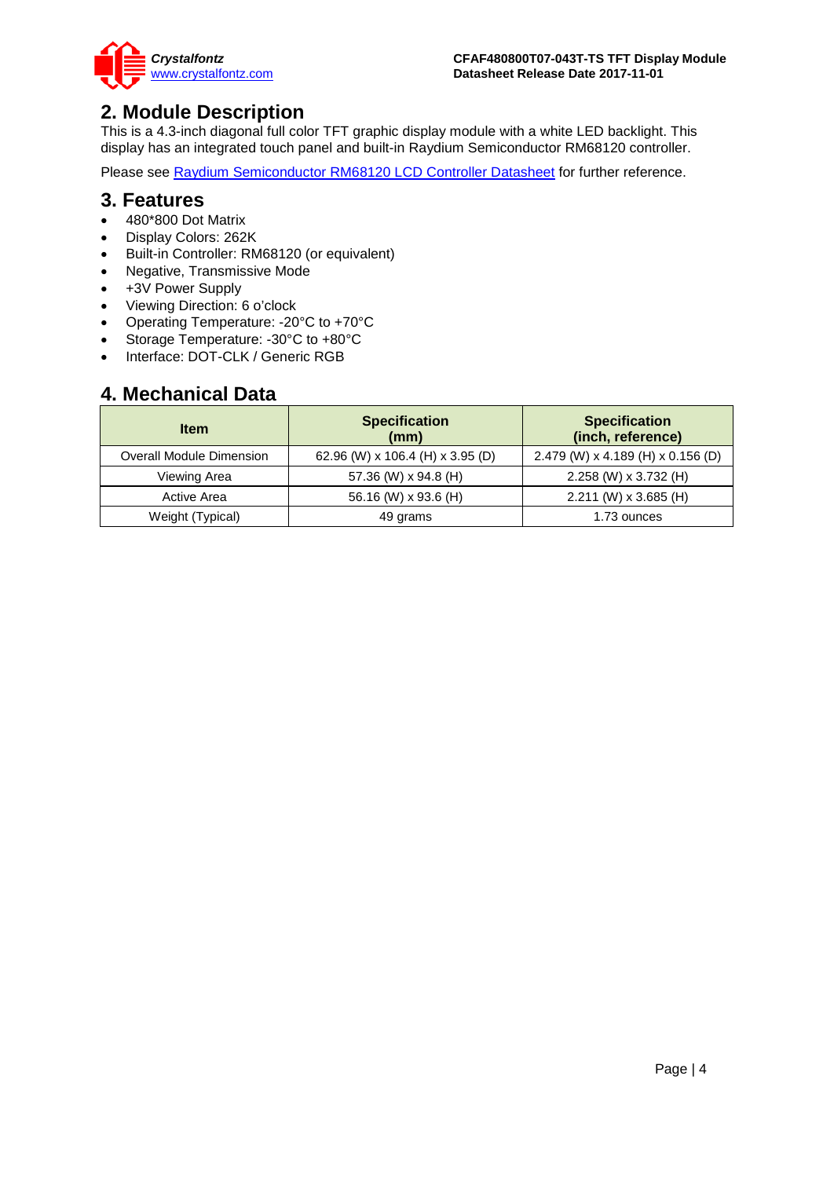## 2. Module Description

This is a 4.3-inch diagonal full color TFT graphic display module with a white LED backlight. This display has an integrated touch panel and built-in Raydium Semiconductor RM68120 controller.

Please see [Raydium Semiconductor RM68120 LCD Controller Datasheet] for further reference.

## 3. Features

- 480*800 Dot Matrix
- Display Colors: 262K
- Built-in Controller: RM68120 (or equivalent)
- Negative, Transmissive Mode
- +3V Power Supply
- Viewing Direction: 6 o'clock
- Operating Temperature: -20°C to +70°C
- Storage Temperature: -30°C to +80°C
- Interface: DOT-CLK / Generic RGB

## 4. Mechanical Data

| Item | Specification (mm) | Specification (inch, reference) |
|---|---|---|
| Overall Module Dimension | 62.96 (W) x 106.4 (H) x 3.95 (D) | 2.479 (W) x 4.189 (H) x 0.156 (D) |
| Viewing Area | 57.36 (W) x 94.8 (H) | 2.258 (W) x 3.732 (H) |
| Active Area | 56.16 (W) x 93.6 (H) | 2.211 (W) x 3.685 (H) |
| Weight (Typical) | 49 grams | 1.73 ounces |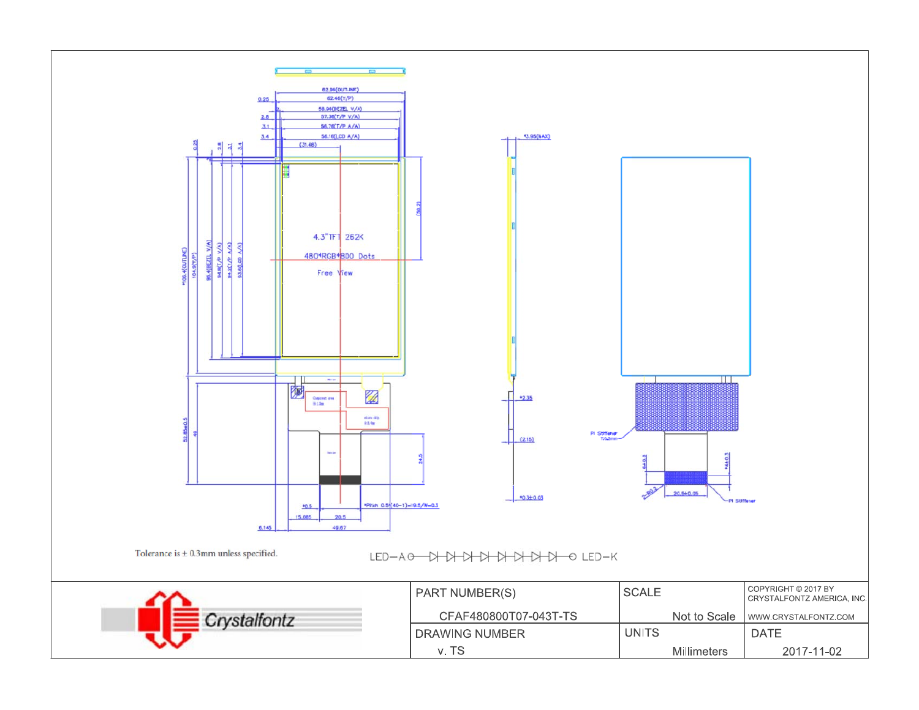62.96(OUTLINE)
62.46(T/P)
58.94(BEZEL V/A)
57.36(T/P V/A)
56.76(T/P A/A)
56.16(LCD A/A)
(31.48)
0.25
2.8
3.1
3.4

*105.4(OUTLINE)
104.9(T/P)
95.4(BEZEL V/A)
94.8(T/P V/A)
94.2(T/P A/A)
93.6(LCD A/A)
0.25
2.8
3.1
3.4
(50.2)

4.3"TFT 262K
480*RGB*800 Dots
Free View

*3.95(MAX)
*2.35
(2.15)
*0.3±0.03

52.85±0.5
49
24.5
*0.5
15.085
20.5
6.145
49.67
*Pitch 0.5*(40-1)=19.5/W=0.3

PI Stiffener T=0.2mm
6±0.3
*4±0.3
20.8±0.05
2-R0.2
PI Stiffener

Tolerance is ± 0.3mm unless specified.

LED-A —▷|—▷|—▷|—▷|—▷|—▷|—▷|—▷|— LED-K

| Crystalfontz | PART NUMBER(S): CFAF480800T07-043T-TS | SCALE: Not to Scale | COPYRIGHT © 2017 BY CRYSTALFONTZ AMERICA, INC. WWW.CRYSTALFONTZ.COM |
|---|---|---|---|
| | DRAWING NUMBER: v. TS | UNITS: Millimeters | DATE: 2017-11-02 |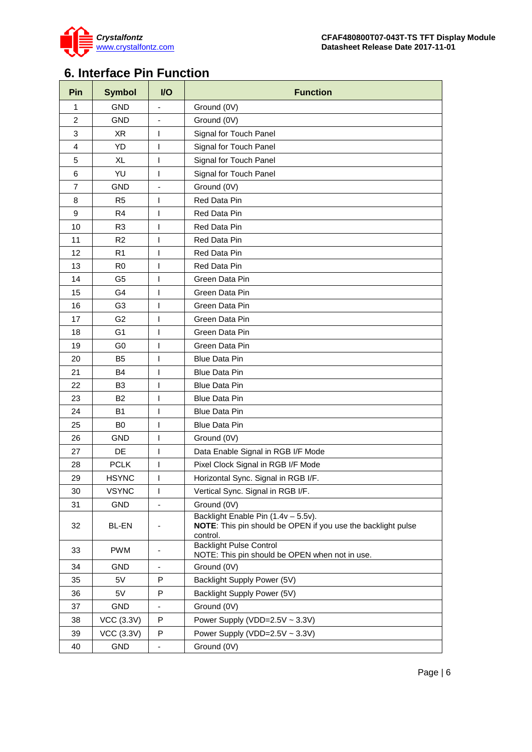## 6. Interface Pin Function

| Pin | Symbol | I/O | Function |
|---|---|---|---|
| 1 | GND | - | Ground (0V) |
| 2 | GND | - | Ground (0V) |
| 3 | XR | I | Signal for Touch Panel |
| 4 | YD | I | Signal for Touch Panel |
| 5 | XL | I | Signal for Touch Panel |
| 6 | YU | I | Signal for Touch Panel |
| 7 | GND | - | Ground (0V) |
| 8 | R5 | I | Red Data Pin |
| 9 | R4 | I | Red Data Pin |
| 10 | R3 | I | Red Data Pin |
| 11 | R2 | I | Red Data Pin |
| 12 | R1 | I | Red Data Pin |
| 13 | R0 | I | Red Data Pin |
| 14 | G5 | I | Green Data Pin |
| 15 | G4 | I | Green Data Pin |
| 16 | G3 | I | Green Data Pin |
| 17 | G2 | I | Green Data Pin |
| 18 | G1 | I | Green Data Pin |
| 19 | G0 | I | Green Data Pin |
| 20 | B5 | I | Blue Data Pin |
| 21 | B4 | I | Blue Data Pin |
| 22 | B3 | I | Blue Data Pin |
| 23 | B2 | I | Blue Data Pin |
| 24 | B1 | I | Blue Data Pin |
| 25 | B0 | I | Blue Data Pin |
| 26 | GND | I | Ground (0V) |
| 27 | DE | I | Data Enable Signal in RGB I/F Mode |
| 28 | PCLK | I | Pixel Clock Signal in RGB I/F Mode |
| 29 | HSYNC | I | Horizontal Sync. Signal in RGB I/F. |
| 30 | VSYNC | I | Vertical Sync. Signal in RGB I/F. |
| 31 | GND | - | Ground (0V) |
| 32 | BL-EN | - | Backlight Enable Pin (1.4v – 5.5v). **NOTE**: This pin should be OPEN if you use the backlight pulse control. |
| 33 | PWM | - | Backlight Pulse Control NOTE: This pin should be OPEN when not in use. |
| 34 | GND | - | Ground (0V) |
| 35 | 5V | P | Backlight Supply Power (5V) |
| 36 | 5V | P | Backlight Supply Power (5V) |
| 37 | GND | - | Ground (0V) |
| 38 | VCC (3.3V) | P | Power Supply (VDD=2.5V ~ 3.3V) |
| 39 | VCC (3.3V) | P | Power Supply (VDD=2.5V ~ 3.3V) |
| 40 | GND | - | Ground (0V) |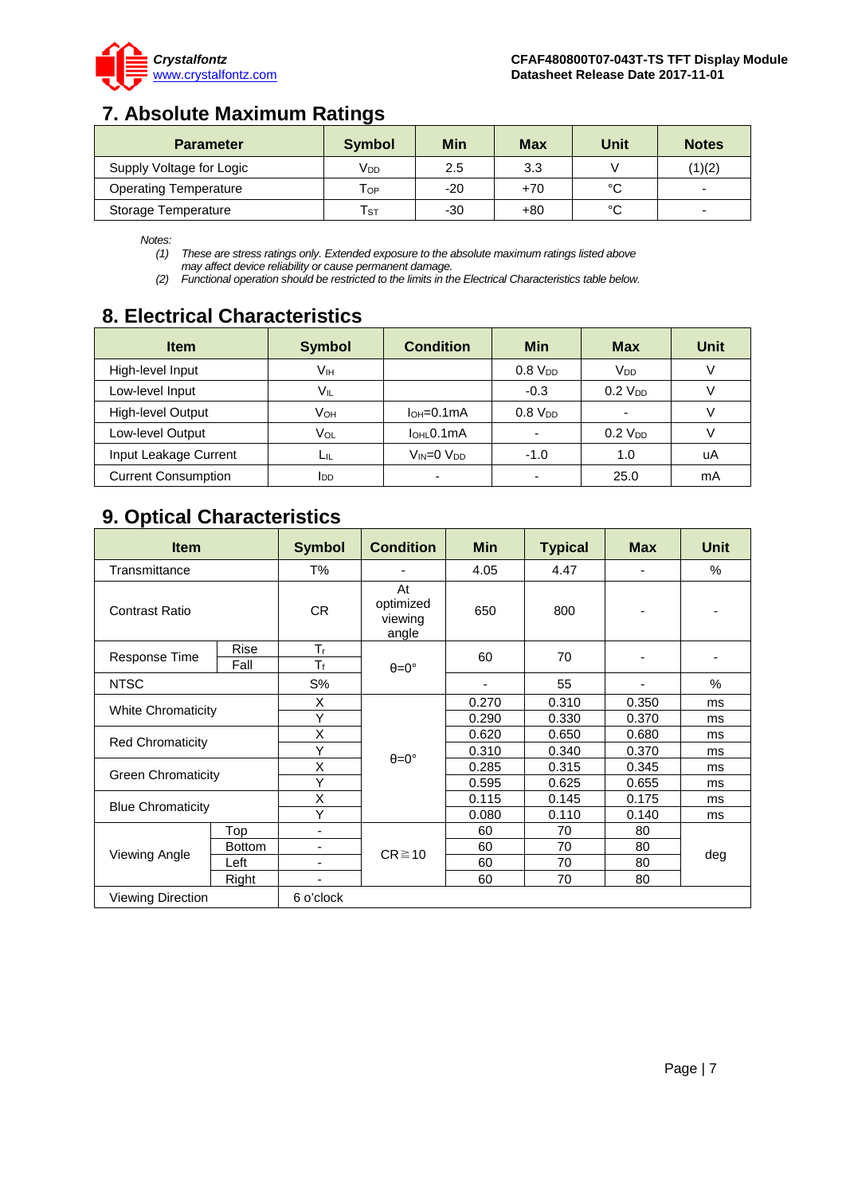## 7. Absolute Maximum Ratings

| Parameter | Symbol | Min | Max | Unit | Notes |
|---|---|---|---|---|---|
| Supply Voltage for Logic | $V_{DD}$ | 2.5 | 3.3 | V | (1)(2) |
| Operating Temperature | $T_{OP}$ | -20 | +70 | °C | - |
| Storage Temperature | $T_{ST}$ | -30 | +80 | °C | - |

*Notes:*
*(1) These are stress ratings only. Extended exposure to the absolute maximum ratings listed above may affect device reliability or cause permanent damage.*
*(2) Functional operation should be restricted to the limits in the Electrical Characteristics table below.*

## 8. Electrical Characteristics

| Item | Symbol | Condition | Min | Max | Unit |
|---|---|---|---|---|---|
| High-level Input | $V_{IH}$ | | 0.8 $V_{DD}$ | $V_{DD}$ | V |
| Low-level Input | $V_{IL}$ | | -0.3 | 0.2 $V_{DD}$ | V |
| High-level Output | $V_{OH}$ | $I_{OH}$=0.1mA | 0.8 $V_{DD}$ | - | V |
| Low-level Output | $V_{OL}$ | $I_{OHL}$0.1mA | - | 0.2 $V_{DD}$ | V |
| Input Leakage Current | $L_{IL}$ | $V_{IN}$=0 $V_{DD}$ | -1.0 | 1.0 | uA |
| Current Consumption | $I_{DD}$ | - | - | 25.0 | mA |

## 9. Optical Characteristics

| Item | | Symbol | Condition | Min | Typical | Max | Unit |
|---|---|---|---|---|---|---|---|
| Transmittance | | T% | - | 4.05 | 4.47 | - | % |
| Contrast Ratio | | CR | At optimized viewing angle | 650 | 800 | - | - |
| Response Time | Rise | $T_r$ | θ=0° | 60 | 70 | - | - |
| | Fall | $T_f$ | | | | | |
| NTSC | | S% | | - | 55 | - | % |
| White Chromaticity | | X | θ=0° | 0.270 | 0.310 | 0.350 | ms |
| | | Y | | 0.290 | 0.330 | 0.370 | ms |
| Red Chromaticity | | X | | 0.620 | 0.650 | 0.680 | ms |
| | | Y | | 0.310 | 0.340 | 0.370 | ms |
| Green Chromaticity | | X | | 0.285 | 0.315 | 0.345 | ms |
| | | Y | | 0.595 | 0.625 | 0.655 | ms |
| Blue Chromaticity | | X | | 0.115 | 0.145 | 0.175 | ms |
| | | Y | | 0.080 | 0.110 | 0.140 | ms |
| Viewing Angle | Top | - | CR≧10 | 60 | 70 | 80 | deg |
| | Bottom | - | | 60 | 70 | 80 | |
| | Left | - | | 60 | 70 | 80 | |
| | Right | - | | 60 | 70 | 80 | |
| Viewing Direction | | 6 o'clock | | | | | |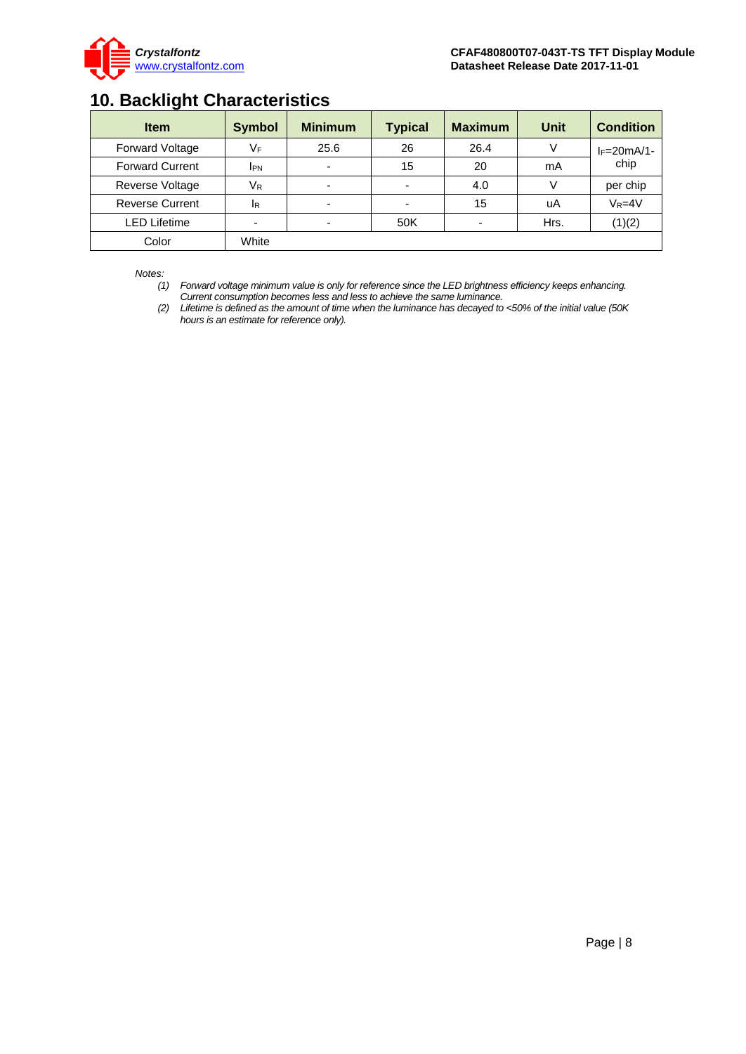## 10. Backlight Characteristics

| Item | Symbol | Minimum | Typical | Maximum | Unit | Condition |
|---|---|---|---|---|---|---|
| Forward Voltage | $V_F$ | 25.6 | 26 | 26.4 | V | $I_F$=20mA/1-chip |
| Forward Current | $I_{PN}$ | - | 15 | 20 | mA | |
| Reverse Voltage | $V_R$ | - | - | 4.0 | V | per chip |
| Reverse Current | $I_R$ | - | - | 15 | uA | $V_R$=4V |
| LED Lifetime | - | - | 50K | - | Hrs. | (1)(2) |
| Color | White | | | | | |

*Notes:*

*(1) Forward voltage minimum value is only for reference since the LED brightness efficiency keeps enhancing. Current consumption becomes less and less to achieve the same luminance.*

*(2) Lifetime is defined as the amount of time when the luminance has decayed to <50% of the initial value (50K hours is an estimate for reference only).*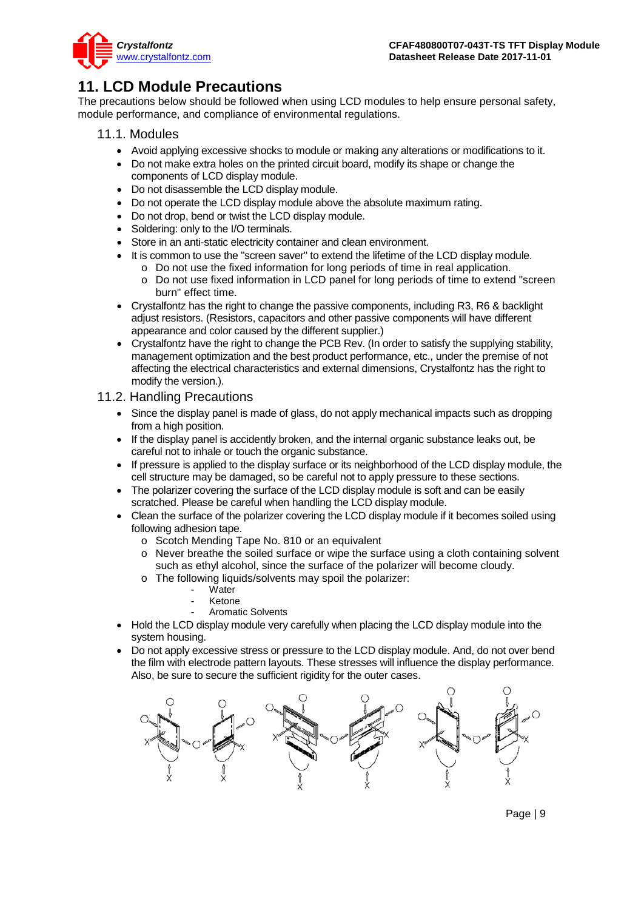# 11. LCD Module Precautions

The precautions below should be followed when using LCD modules to help ensure personal safety, module performance, and compliance of environmental regulations.

## 11.1. Modules

- Avoid applying excessive shocks to module or making any alterations or modifications to it.
- Do not make extra holes on the printed circuit board, modify its shape or change the components of LCD display module.
- Do not disassemble the LCD display module.
- Do not operate the LCD display module above the absolute maximum rating.
- Do not drop, bend or twist the LCD display module.
- Soldering: only to the I/O terminals.
- Store in an anti-static electricity container and clean environment.
- It is common to use the "screen saver" to extend the lifetime of the LCD display module.
  - Do not use the fixed information for long periods of time in real application.
  - Do not use fixed information in LCD panel for long periods of time to extend "screen burn" effect time.
- Crystalfontz has the right to change the passive components, including R3, R6 & backlight adjust resistors. (Resistors, capacitors and other passive components will have different appearance and color caused by the different supplier.)
- Crystalfontz have the right to change the PCB Rev. (In order to satisfy the supplying stability, management optimization and the best product performance, etc., under the premise of not affecting the electrical characteristics and external dimensions, Crystalfontz has the right to modify the version.).

## 11.2. Handling Precautions

- Since the display panel is made of glass, do not apply mechanical impacts such as dropping from a high position.
- If the display panel is accidently broken, and the internal organic substance leaks out, be careful not to inhale or touch the organic substance.
- If pressure is applied to the display surface or its neighborhood of the LCD display module, the cell structure may be damaged, so be careful not to apply pressure to these sections.
- The polarizer covering the surface of the LCD display module is soft and can be easily scratched. Please be careful when handling the LCD display module.
- Clean the surface of the polarizer covering the LCD display module if it becomes soiled using following adhesion tape.
  - Scotch Mending Tape No. 810 or an equivalent
  - Never breathe the soiled surface or wipe the surface using a cloth containing solvent such as ethyl alcohol, since the surface of the polarizer will become cloudy.
  - The following liquids/solvents may spoil the polarizer:
    - Water
    - Ketone
    - Aromatic Solvents
- Hold the LCD display module very carefully when placing the LCD display module into the system housing.
- Do not apply excessive stress or pressure to the LCD display module. And, do not over bend the film with electrode pattern layouts. These stresses will influence the display performance. Also, be sure to secure the sufficient rigidity for the outer cases.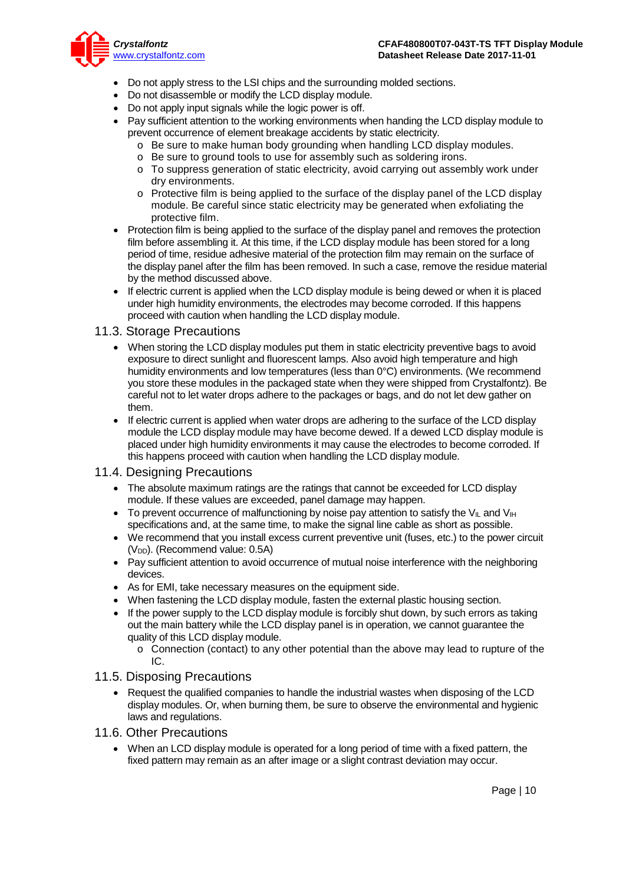- Do not apply stress to the LSI chips and the surrounding molded sections.
- Do not disassemble or modify the LCD display module.
- Do not apply input signals while the logic power is off.
- Pay sufficient attention to the working environments when handing the LCD display module to prevent occurrence of element breakage accidents by static electricity.
  - Be sure to make human body grounding when handling LCD display modules.
  - Be sure to ground tools to use for assembly such as soldering irons.
  - To suppress generation of static electricity, avoid carrying out assembly work under dry environments.
  - Protective film is being applied to the surface of the display panel of the LCD display module. Be careful since static electricity may be generated when exfoliating the protective film.
- Protection film is being applied to the surface of the display panel and removes the protection film before assembling it. At this time, if the LCD display module has been stored for a long period of time, residue adhesive material of the protection film may remain on the surface of the display panel after the film has been removed. In such a case, remove the residue material by the method discussed above.
- If electric current is applied when the LCD display module is being dewed or when it is placed under high humidity environments, the electrodes may become corroded. If this happens proceed with caution when handling the LCD display module.

## 11.3. Storage Precautions

- When storing the LCD display modules put them in static electricity preventive bags to avoid exposure to direct sunlight and fluorescent lamps. Also avoid high temperature and high humidity environments and low temperatures (less than 0°C) environments. (We recommend you store these modules in the packaged state when they were shipped from Crystalfontz). Be careful not to let water drops adhere to the packages or bags, and do not let dew gather on them.
- If electric current is applied when water drops are adhering to the surface of the LCD display module the LCD display module may have become dewed. If a dewed LCD display module is placed under high humidity environments it may cause the electrodes to become corroded. If this happens proceed with caution when handling the LCD display module.

## 11.4. Designing Precautions

- The absolute maximum ratings are the ratings that cannot be exceeded for LCD display module. If these values are exceeded, panel damage may happen.
- To prevent occurrence of malfunctioning by noise pay attention to satisfy the $V_{IL}$ and $V_{IH}$ specifications and, at the same time, to make the signal line cable as short as possible.
- We recommend that you install excess current preventive unit (fuses, etc.) to the power circuit ($V_{DD}$). (Recommend value: 0.5A)
- Pay sufficient attention to avoid occurrence of mutual noise interference with the neighboring devices.
- As for EMI, take necessary measures on the equipment side.
- When fastening the LCD display module, fasten the external plastic housing section.
- If the power supply to the LCD display module is forcibly shut down, by such errors as taking out the main battery while the LCD display panel is in operation, we cannot guarantee the quality of this LCD display module.
  - Connection (contact) to any other potential than the above may lead to rupture of the IC.

## 11.5. Disposing Precautions

- Request the qualified companies to handle the industrial wastes when disposing of the LCD display modules. Or, when burning them, be sure to observe the environmental and hygienic laws and regulations.

## 11.6. Other Precautions

- When an LCD display module is operated for a long period of time with a fixed pattern, the fixed pattern may remain as an after image or a slight contrast deviation may occur.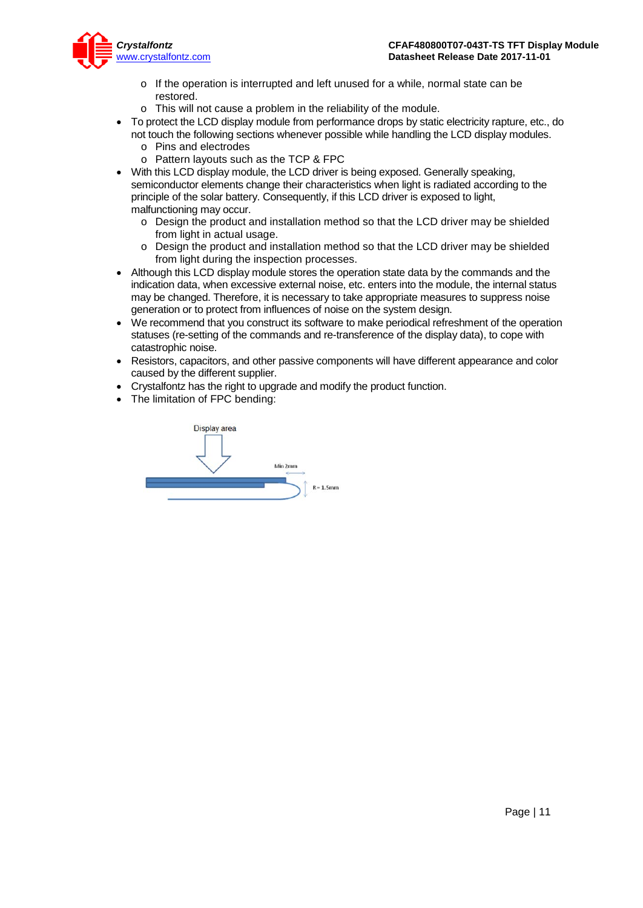- If the operation is interrupted and left unused for a while, normal state can be restored.
  - This will not cause a problem in the reliability of the module.
- To protect the LCD display module from performance drops by static electricity rapture, etc., do not touch the following sections whenever possible while handling the LCD display modules.
  - Pins and electrodes
  - Pattern layouts such as the TCP & FPC
- With this LCD display module, the LCD driver is being exposed. Generally speaking, semiconductor elements change their characteristics when light is radiated according to the principle of the solar battery. Consequently, if this LCD driver is exposed to light, malfunctioning may occur.
  - Design the product and installation method so that the LCD driver may be shielded from light in actual usage.
  - Design the product and installation method so that the LCD driver may be shielded from light during the inspection processes.
- Although this LCD display module stores the operation state data by the commands and the indication data, when excessive external noise, etc. enters into the module, the internal status may be changed. Therefore, it is necessary to take appropriate measures to suppress noise generation or to protect from influences of noise on the system design.
- We recommend that you construct its software to make periodical refreshment of the operation statuses (re-setting of the commands and re-transference of the display data), to cope with catastrophic noise.
- Resistors, capacitors, and other passive components will have different appearance and color caused by the different supplier.
- Crystalfontz has the right to upgrade and modify the product function.
- The limitation of FPC bending:

Display area

Min 2mm

R= 1.5mm